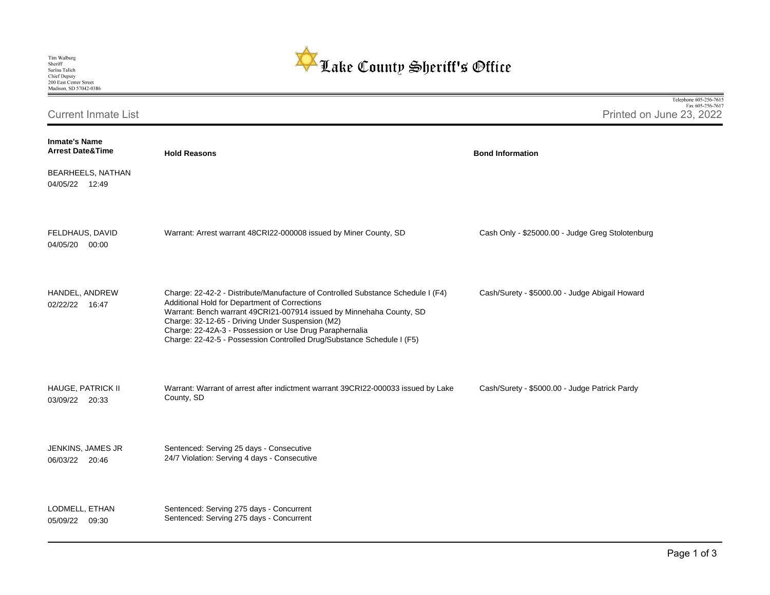Tim Walburg
Sheriff
Sarina Talich
Chief Deputy
200 East Center Street
Madison, SD 57042-0386

# Lake County Sheriff's Office

Telephone 605-256-7615
Fax 605-256-7617

## Current Inmate List

Printed on June 23, 2022

| Inmate's Name<br>Arrest Date&Time | Hold Reasons | Bond Information |
|---|---|---|
| BEARHEELS, NATHAN<br>04/05/22 12:49 | | |
| FELDHAUS, DAVID<br>04/05/20 00:00 | Warrant: Arrest warrant 48CRI22-000008 issued by Miner County, SD | Cash Only - $25000.00 - Judge Greg Stolotenburg |
| HANDEL, ANDREW<br>02/22/22 16:47 | Charge: 22-42-2 - Distribute/Manufacture of Controlled Substance Schedule I (F4)<br>Additional Hold for Department of Corrections<br>Warrant: Bench warrant 49CRI21-007914 issued by Minnehaha County, SD<br>Charge: 32-12-65 - Driving Under Suspension (M2)<br>Charge: 22-42A-3 - Possession or Use Drug Paraphernalia<br>Charge: 22-42-5 - Possession Controlled Drug/Substance Schedule I (F5) | Cash/Surety - $5000.00 - Judge Abigail Howard |
| HAUGE, PATRICK II<br>03/09/22 20:33 | Warrant: Warrant of arrest after indictment warrant 39CRI22-000033 issued by Lake County, SD | Cash/Surety - $5000.00 - Judge Patrick Pardy |
| JENKINS, JAMES JR<br>06/03/22 20:46 | Sentenced: Serving 25 days - Consecutive<br>24/7 Violation: Serving 4 days - Consecutive | |
| LODMELL, ETHAN<br>05/09/22 09:30 | Sentenced: Serving 275 days - Concurrent<br>Sentenced: Serving 275 days - Concurrent | |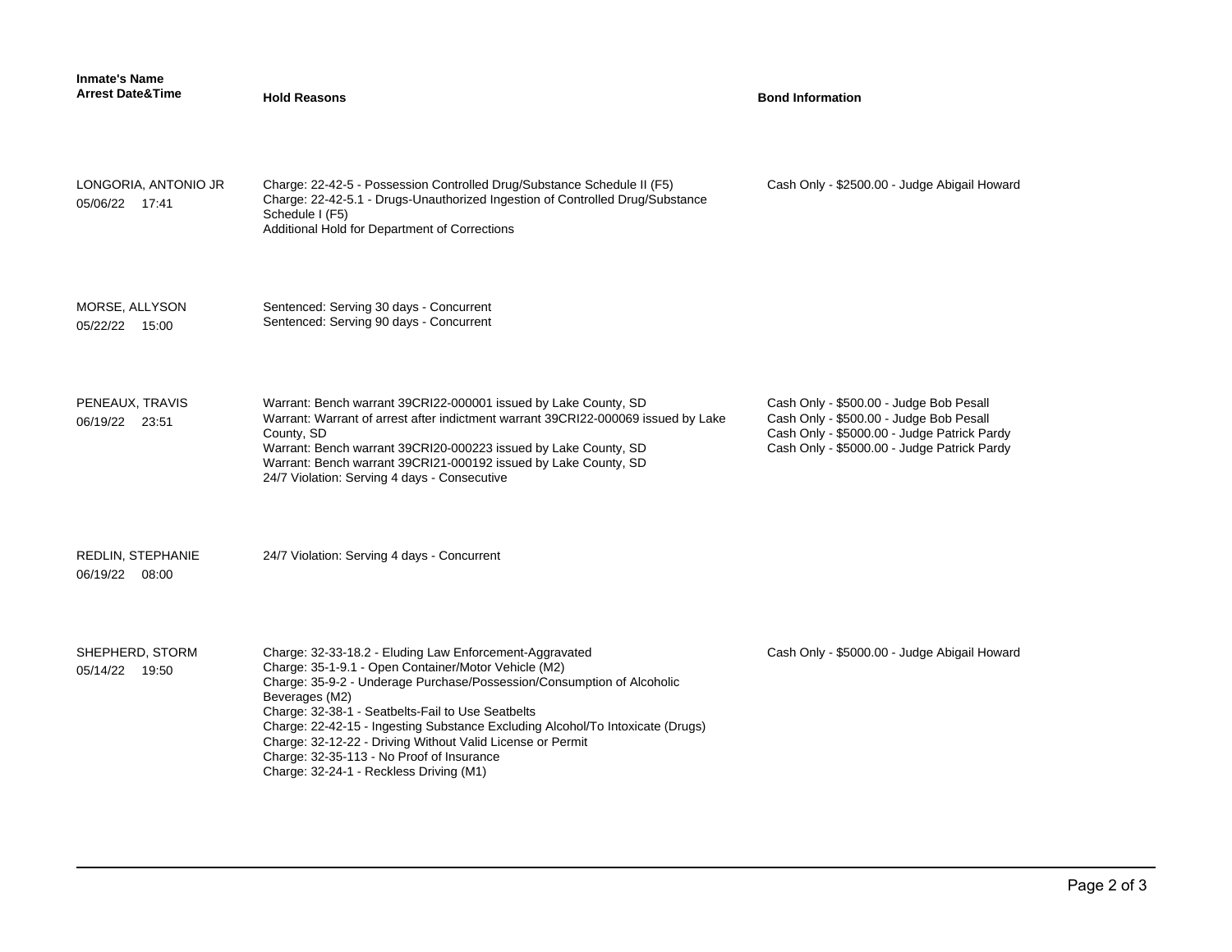| Inmate's Name<br>Arrest Date&Time | Hold Reasons | Bond Information |
|---|---|---|
| LONGORIA, ANTONIO JR<br>05/06/22 17:41 | Charge: 22-42-5 - Possession Controlled Drug/Substance Schedule II (F5)<br>Charge: 22-42-5.1 - Drugs-Unauthorized Ingestion of Controlled Drug/Substance Schedule I (F5)<br>Additional Hold for Department of Corrections | Cash Only - $2500.00 - Judge Abigail Howard |
| MORSE, ALLYSON<br>05/22/22 15:00 | Sentenced: Serving 30 days - Concurrent<br>Sentenced: Serving 90 days - Concurrent | |
| PENEAUX, TRAVIS<br>06/19/22 23:51 | Warrant: Bench warrant 39CRI22-000001 issued by Lake County, SD<br>Warrant: Warrant of arrest after indictment warrant 39CRI22-000069 issued by Lake County, SD<br>Warrant: Bench warrant 39CRI20-000223 issued by Lake County, SD<br>Warrant: Bench warrant 39CRI21-000192 issued by Lake County, SD<br>24/7 Violation: Serving 4 days - Consecutive | Cash Only - $500.00 - Judge Bob Pesall<br>Cash Only - $500.00 - Judge Bob Pesall<br>Cash Only - $5000.00 - Judge Patrick Pardy<br>Cash Only - $5000.00 - Judge Patrick Pardy |
| REDLIN, STEPHANIE<br>06/19/22 08:00 | 24/7 Violation: Serving 4 days - Concurrent | |
| SHEPHERD, STORM<br>05/14/22 19:50 | Charge: 32-33-18.2 - Eluding Law Enforcement-Aggravated<br>Charge: 35-1-9.1 - Open Container/Motor Vehicle (M2)<br>Charge: 35-9-2 - Underage Purchase/Possession/Consumption of Alcoholic Beverages (M2)<br>Charge: 32-38-1 - Seatbelts-Fail to Use Seatbelts<br>Charge: 22-42-15 - Ingesting Substance Excluding Alcohol/To Intoxicate (Drugs)<br>Charge: 32-12-22 - Driving Without Valid License or Permit<br>Charge: 32-35-113 - No Proof of Insurance<br>Charge: 32-24-1 - Reckless Driving (M1) | Cash Only - $5000.00 - Judge Abigail Howard |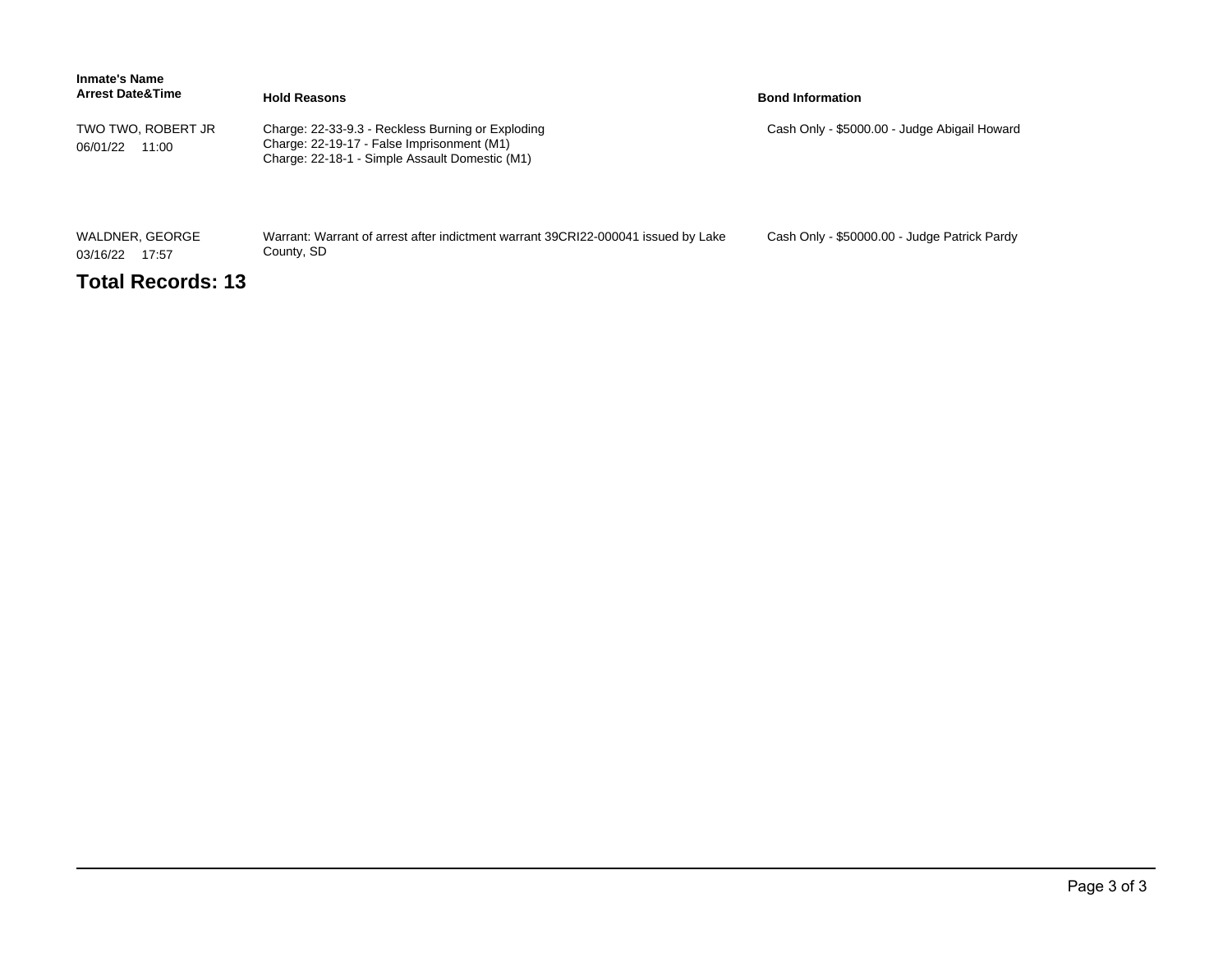| Inmate's Name<br>Arrest Date&Time | Hold Reasons | Bond Information |
| --- | --- | --- |
| TWO TWO, ROBERT JR<br>06/01/22 11:00 | Charge: 22-33-9.3 - Reckless Burning or Exploding<br>Charge: 22-19-17 - False Imprisonment (M1)<br>Charge: 22-18-1 - Simple Assault Domestic (M1) | Cash Only - $5000.00 - Judge Abigail Howard |
| WALDNER, GEORGE<br>03/16/22 17:57 | Warrant: Warrant of arrest after indictment warrant 39CRI22-000041 issued by Lake County, SD | Cash Only - $50000.00 - Judge Patrick Pardy |

**Total Records: 13**